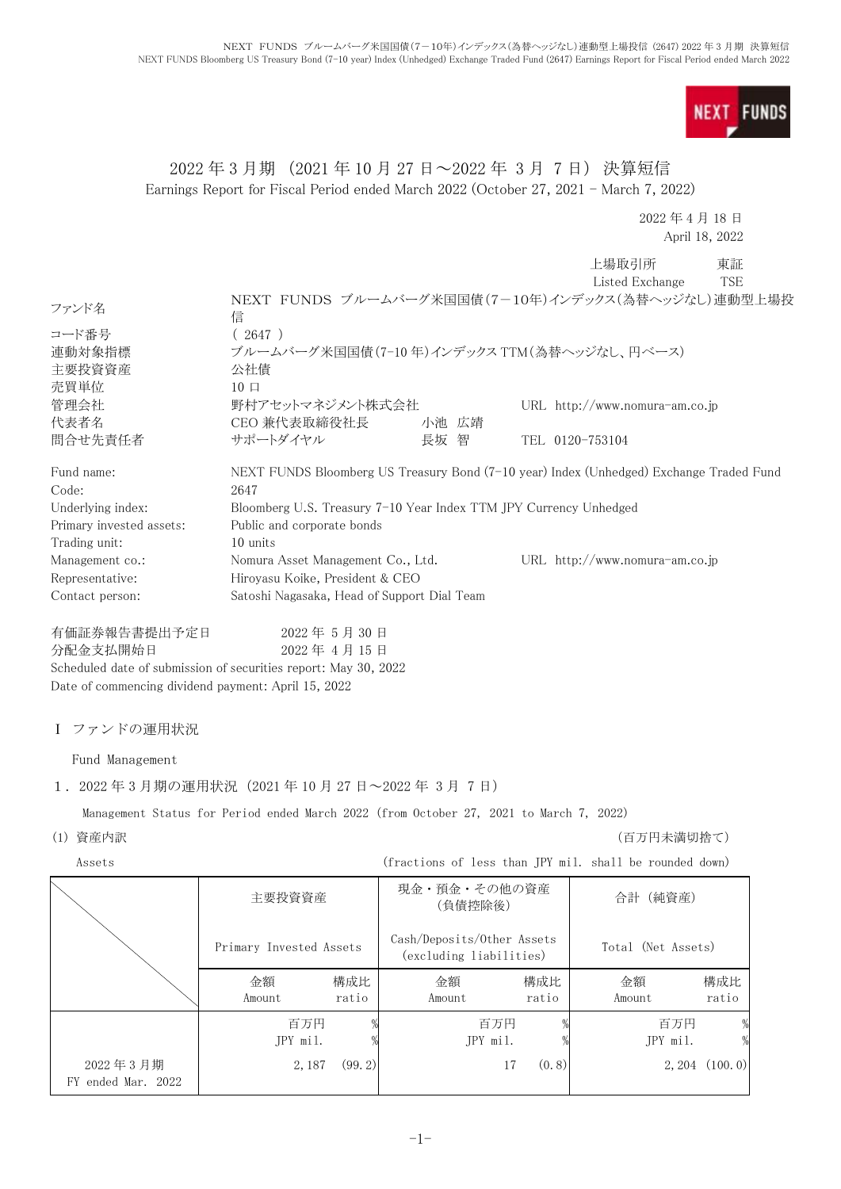# 2022 年 3 月期 (2021 年 10 月 27 日～2022 年 3 月 7 日) 決算短信

Earnings Report for Fiscal Period ended March 2022 (October 27, 2021 - March 7, 2022)

2022 年 4 月 18 日
April 18, 2022

上場取引所　東証
Listed Exchange　TSE

| | | |
|---|---|---|
| ファンド名 | NEXT FUNDS ブルームバーグ米国国債(7－10年)インデックス(為替ヘッジなし)連動型上場投信 | |
| コード番号 | ( 2647 ) | |
| 連動対象指標 | ブルームバーグ米国国債(7-10 年)インデックス TTM(為替ヘッジなし、円ベース) | |
| 主要投資資産 | 公社債 | |
| 売買単位 | 10 口 | |
| 管理会社 | 野村アセットマネジメント株式会社 | URL http://www.nomura-am.co.jp |
| 代表者名 | CEO 兼代表取締役社長　小池 広靖 | |
| 問合せ先責任者 | サポートダイヤル　長坂 智 | TEL 0120-753104 |

| | | |
|---|---|---|
| Fund name: | NEXT FUNDS Bloomberg US Treasury Bond (7-10 year) Index (Unhedged) Exchange Traded Fund | |
| Code: | 2647 | |
| Underlying index: | Bloomberg U.S. Treasury 7-10 Year Index TTM JPY Currency Unhedged | |
| Primary invested assets: | Public and corporate bonds | |
| Trading unit: | 10 units | |
| Management co.: | Nomura Asset Management Co., Ltd. | URL http://www.nomura-am.co.jp |
| Representative: | Hiroyasu Koike, President & CEO | |
| Contact person: | Satoshi Nagasaka, Head of Support Dial Team | |

有価証券報告書提出予定日　2022 年 5 月 30 日
分配金支払開始日　2022 年 4 月 15 日
Scheduled date of submission of securities report: May 30, 2022
Date of commencing dividend payment: April 15, 2022

## Ⅰ ファンドの運用状況

Fund Management

### 1．2022 年 3 月期の運用状況 (2021 年 10 月 27 日～2022 年 3 月 7 日)

Management Status for Period ended March 2022 (from October 27, 2021 to March 7, 2022)

(1) 資産内訳　(百万円未満切捨て)

Assets　(fractions of less than JPY mil. shall be rounded down)

| | 主要投資資産 Primary Invested Assets | | 現金・預金・その他の資産(負債控除後) Cash/Deposits/Other Assets (excluding liabilities) | | 合計 (純資産) Total (Net Assets) | |
|---|---|---|---|---|---|---|
| | 金額 Amount | 構成比 ratio | 金額 Amount | 構成比 ratio | 金額 Amount | 構成比 ratio |
| | 百万円 JPY mil. | % | 百万円 JPY mil. | % | 百万円 JPY mil. | % |
| 2022 年 3 月期 FY ended Mar. 2022 | 2,187 | (99.2) | 17 | (0.8) | 2,204 | (100.0) |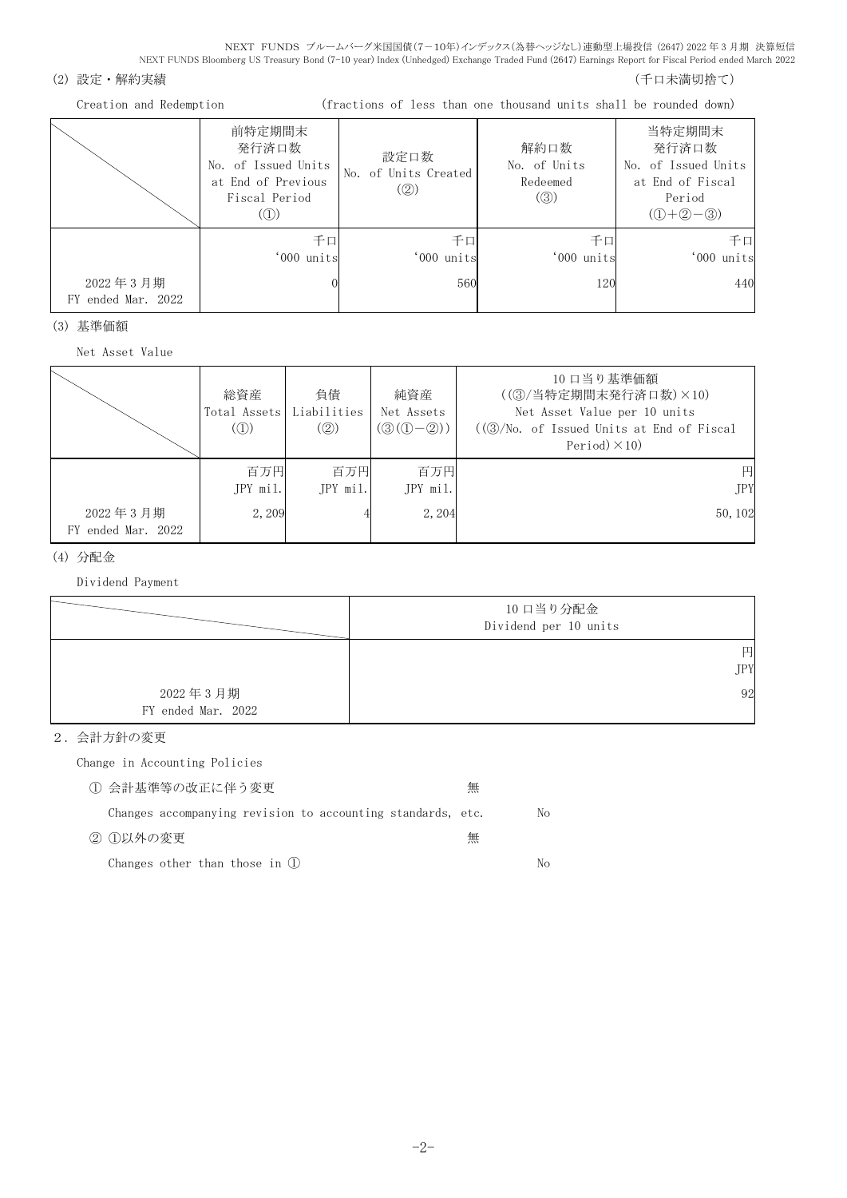### (2) 設定・解約実績

（千口未満切捨て）

Creation and Redemption　　　(fractions of less than one thousand units shall be rounded down)

| | 前特定期間末発行済口数 No. of Issued Units at End of Previous Fiscal Period (①) | 設定口数 No. of Units Created (②) | 解約口数 No. of Units Redeemed (③) | 当特定期間末発行済口数 No. of Issued Units at End of Fiscal Period (①+②−③) |
|---|---|---|---|---|
| | 千口 '000 units | 千口 '000 units | 千口 '000 units | 千口 '000 units |
| 2022年3月期 FY ended Mar. 2022 | 0 | 560 | 120 | 440 |

### (3) 基準価額

Net Asset Value

| | 総資産 Total Assets (①) | 負債 Liabilities (②) | 純資産 Net Assets (③(①−②)) | 10口当り基準価額 ((③/当特定期間末発行済口数)×10) Net Asset Value per 10 units ((③/No. of Issued Units at End of Fiscal Period)×10) |
|---|---|---|---|---|
| | 百万円 JPY mil. | 百万円 JPY mil. | 百万円 JPY mil. | 円 JPY |
| 2022年3月期 FY ended Mar. 2022 | 2,209 | 4 | 2,204 | 50,102 |

### (4) 分配金

Dividend Payment

| | 10口当り分配金 Dividend per 10 units |
|---|---|
| | 円 JPY |
| 2022年3月期 FY ended Mar. 2022 | 92 |

## 2. 会計方針の変更

Change in Accounting Policies

① 会計基準等の改正に伴う変更　無

Changes accompanying revision to accounting standards, etc.　No

② ①以外の変更　無

Changes other than those in ①　No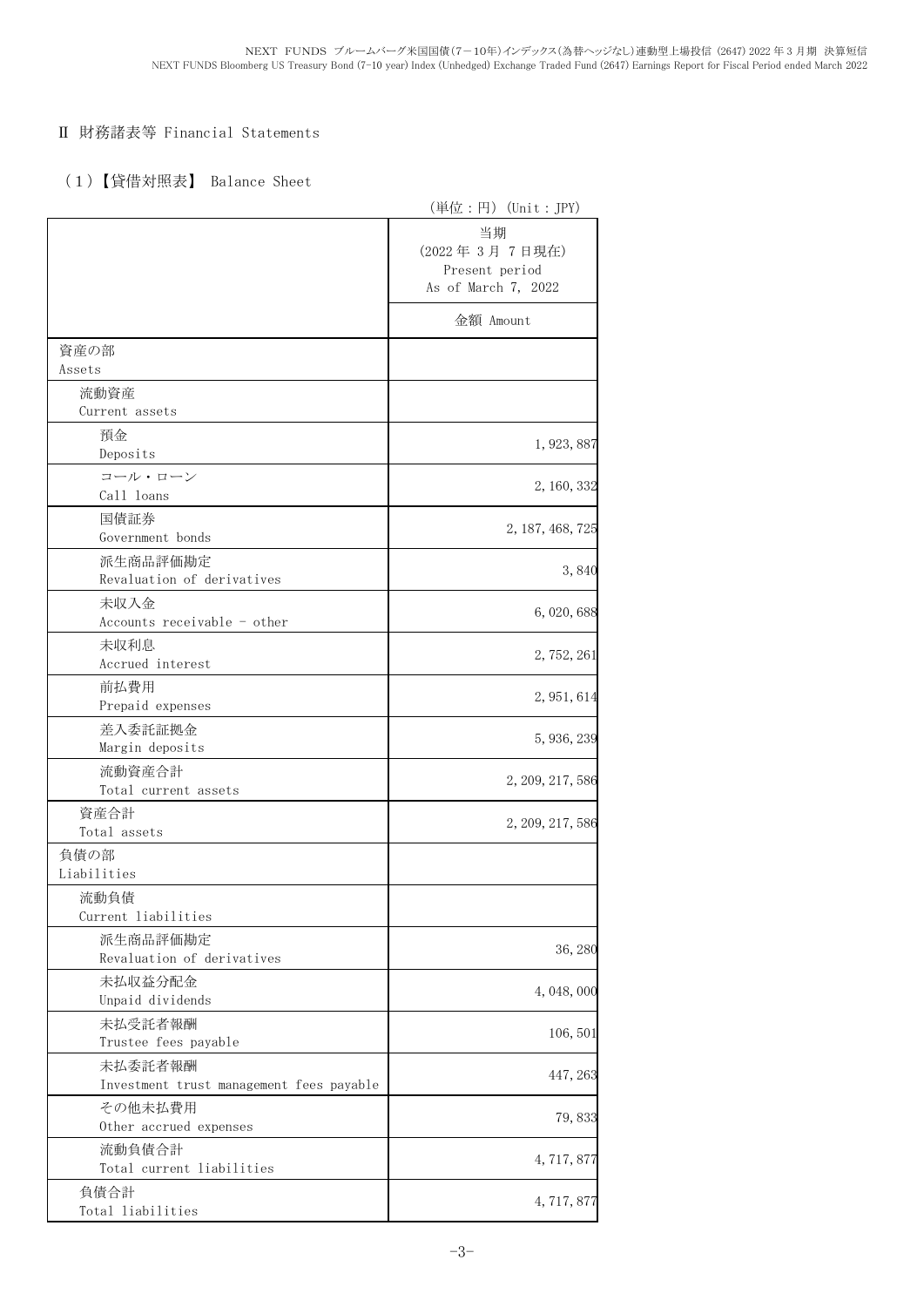## Ⅱ 財務諸表等 Financial Statements

### (1)【貸借対照表】 Balance Sheet

(単位：円) (Unit：JPY)

| | 当期<br>(2022年 3月 7日現在)<br>Present period<br>As of March 7, 2022 |
|---|---|
| | 金額 Amount |
| 資産の部<br>Assets | |
| 流動資産<br>Current assets | |
| 預金<br>Deposits | 1,923,887 |
| コール・ローン<br>Call loans | 2,160,332 |
| 国債証券<br>Government bonds | 2,187,468,725 |
| 派生商品評価勘定<br>Revaluation of derivatives | 3,840 |
| 未収入金<br>Accounts receivable - other | 6,020,688 |
| 未収利息<br>Accrued interest | 2,752,261 |
| 前払費用<br>Prepaid expenses | 2,951,614 |
| 差入委託証拠金<br>Margin deposits | 5,936,239 |
| 流動資産合計<br>Total current assets | 2,209,217,586 |
| 資産合計<br>Total assets | 2,209,217,586 |
| 負債の部<br>Liabilities | |
| 流動負債<br>Current liabilities | |
| 派生商品評価勘定<br>Revaluation of derivatives | 36,280 |
| 未払収益分配金<br>Unpaid dividends | 4,048,000 |
| 未払受託者報酬<br>Trustee fees payable | 106,501 |
| 未払委託者報酬<br>Investment trust management fees payable | 447,263 |
| その他未払費用<br>Other accrued expenses | 79,833 |
| 流動負債合計<br>Total current liabilities | 4,717,877 |
| 負債合計<br>Total liabilities | 4,717,877 |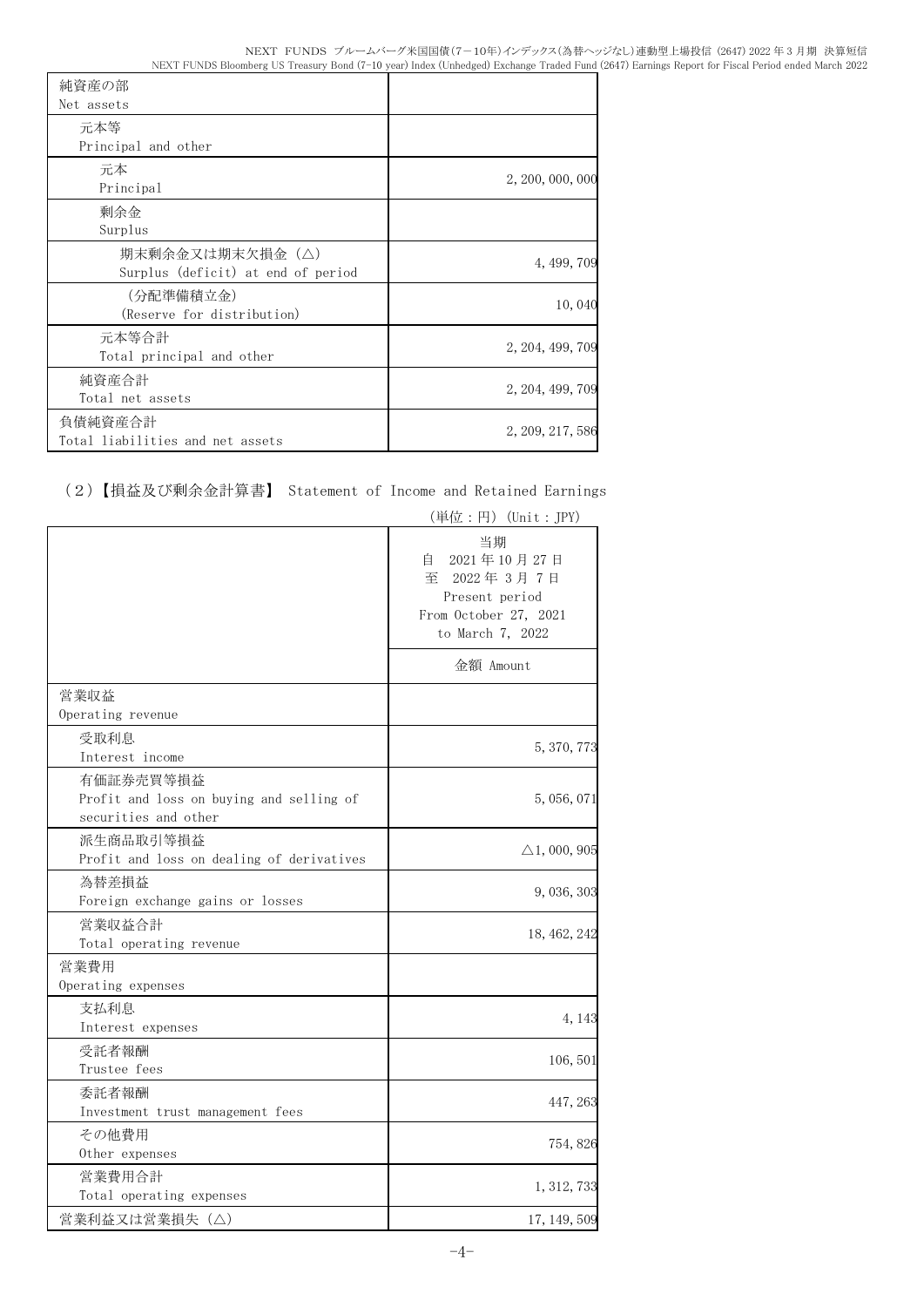| 純資産の部<br>Net assets | |
|---|---|
| 元本等<br>Principal and other | |
| 元本<br>Principal | 2,200,000,000 |
| 剰余金<br>Surplus | |
| 期末剰余金又は期末欠損金（△）<br>Surplus (deficit) at end of period | 4,499,709 |
| （分配準備積立金）<br>(Reserve for distribution) | 10,040 |
| 元本等合計<br>Total principal and other | 2,204,499,709 |
| 純資産合計<br>Total net assets | 2,204,499,709 |
| 負債純資産合計<br>Total liabilities and net assets | 2,209,217,586 |

（2）【損益及び剰余金計算書】 Statement of Income and Retained Earnings

（単位：円）(Unit：JPY)

| | 当期<br>自 2021年10月27日<br>至 2022年 3月 7日<br>Present period<br>From October 27, 2021<br>to March 7, 2022 |
|---|---|
| | 金額 Amount |
| 営業収益<br>Operating revenue | |
| 受取利息<br>Interest income | 5,370,773 |
| 有価証券売買等損益<br>Profit and loss on buying and selling of securities and other | 5,056,071 |
| 派生商品取引等損益<br>Profit and loss on dealing of derivatives | △1,000,905 |
| 為替差損益<br>Foreign exchange gains or losses | 9,036,303 |
| 営業収益合計<br>Total operating revenue | 18,462,242 |
| 営業費用<br>Operating expenses | |
| 支払利息<br>Interest expenses | 4,143 |
| 受託者報酬<br>Trustee fees | 106,501 |
| 委託者報酬<br>Investment trust management fees | 447,263 |
| その他費用<br>Other expenses | 754,826 |
| 営業費用合計<br>Total operating expenses | 1,312,733 |
| 営業利益又は営業損失（△） | 17,149,509 |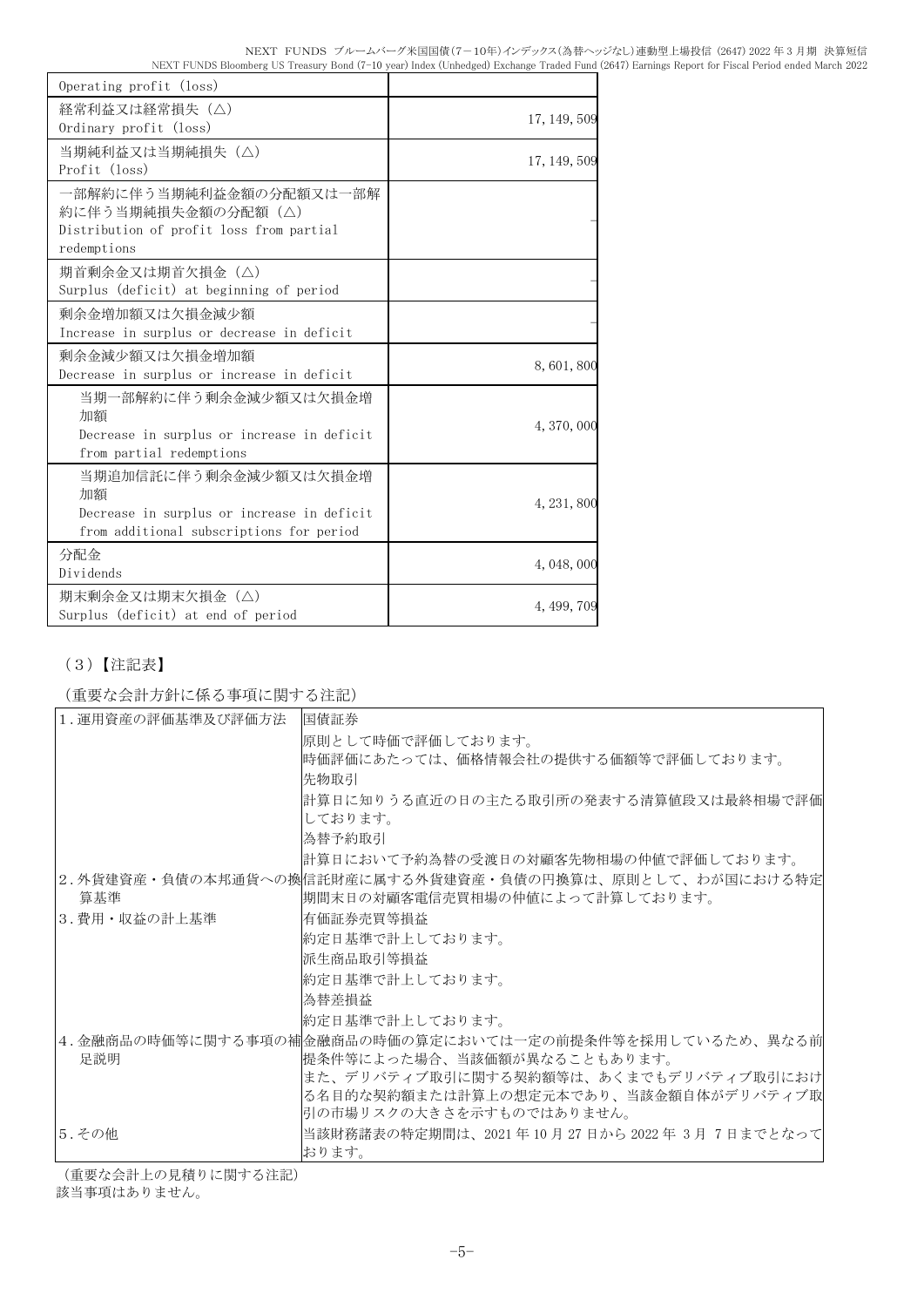| | |
|---|---|
| Operating profit (loss) | |
| 経常利益又は経常損失（△）<br>Ordinary profit (loss) | 17,149,509 |
| 当期純利益又は当期純損失（△）<br>Profit (loss) | 17,149,509 |
| 一部解約に伴う当期純利益金額の分配額又は一部解約に伴う当期純損失金額の分配額（△）<br>Distribution of profit loss from partial redemptions | – |
| 期首剰余金又は期首欠損金（△）<br>Surplus (deficit) at beginning of period | – |
| 剰余金増加額又は欠損金減少額<br>Increase in surplus or decrease in deficit | – |
| 剰余金減少額又は欠損金増加額<br>Decrease in surplus or increase in deficit | 8,601,800 |
| 当期一部解約に伴う剰余金減少額又は欠損金増加額<br>Decrease in surplus or increase in deficit from partial redemptions | 4,370,000 |
| 当期追加信託に伴う剰余金減少額又は欠損金増加額<br>Decrease in surplus or increase in deficit from additional subscriptions for period | 4,231,800 |
| 分配金<br>Dividends | 4,048,000 |
| 期末剰余金又は期末欠損金（△）<br>Surplus (deficit) at end of period | 4,499,709 |

（3）【注記表】

（重要な会計方針に係る事項に関する注記）

| | |
|---|---|
| 1.運用資産の評価基準及び評価方法 | 国債証券<br>原則として時価で評価しております。<br>時価評価にあたっては、価格情報会社の提供する価額等で評価しております。<br>先物取引<br>計算日に知りうる直近の日の主たる取引所の発表する清算値段又は最終相場で評価しております。<br>為替予約取引<br>計算日において予約為替の受渡日の対顧客先物相場の仲値で評価しております。 |
| 2.外貨建資産・負債の本邦通貨への換算基準 | 信託財産に属する外貨建資産・負債の円換算は、原則として、わが国における特定期間末日の対顧客電信売買相場の仲値によって計算しております。 |
| 3.費用・収益の計上基準 | 有価証券売買等損益<br>約定日基準で計上しております。<br>派生商品取引等損益<br>約定日基準で計上しております。<br>為替差損益<br>約定日基準で計上しております。 |
| 4.金融商品の時価等に関する事項の補足説明 | 金融商品の時価の算定においては一定の前提条件等を採用しているため、異なる前提条件等によった場合、当該価額が異なることもあります。<br>また、デリバティブ取引に関する契約額等は、あくまでもデリバティブ取引における名目的な契約額または計算上の想定元本であり、当該金額自体がデリバティブ取引の市場リスクの大きさを示すものではありません。 |
| 5.その他 | 当該財務諸表の特定期間は、2021年10月27日から2022年3月7日までとなっております。 |

（重要な会計上の見積りに関する注記）

該当事項はありません。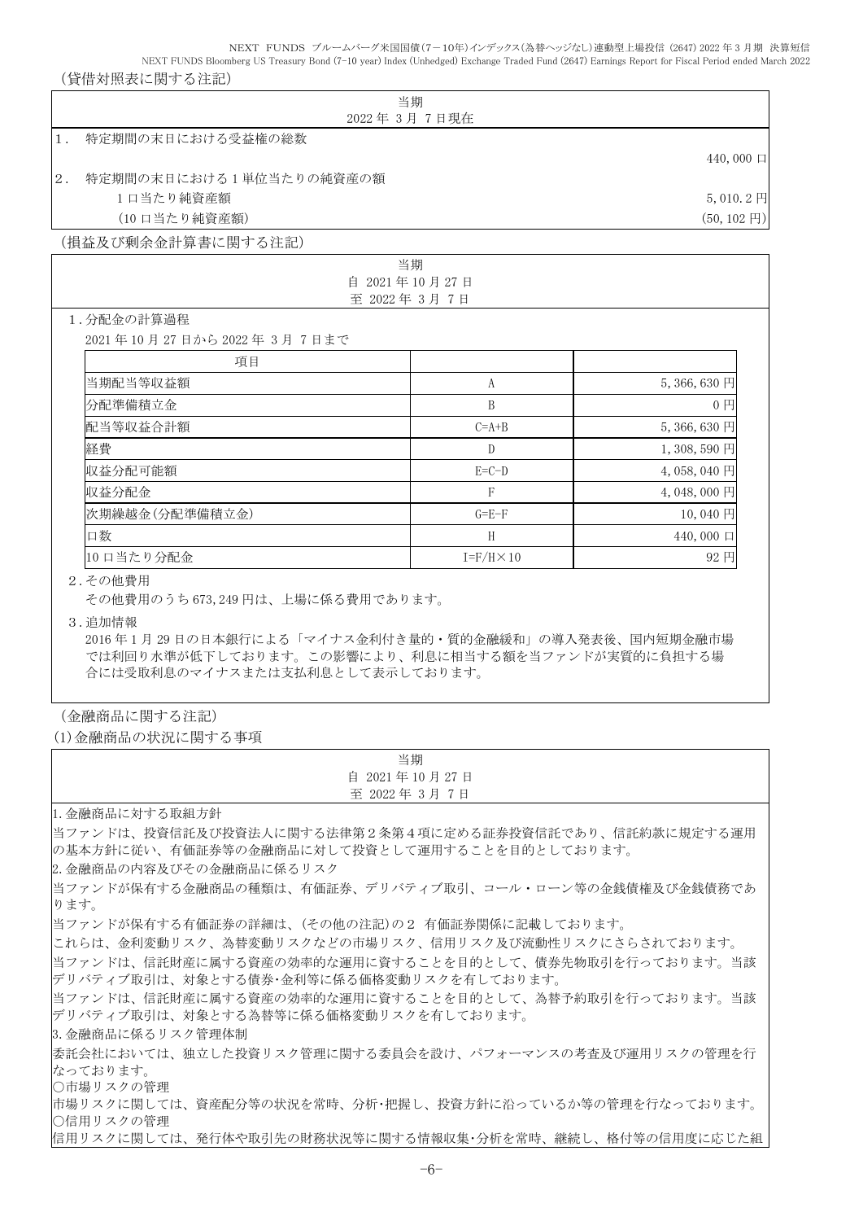(貸借対照表に関する注記)

| 当期<br>2022年 3月 7日現在 | |
|---|---|
| 1． 特定期間の末日における受益権の総数 | |
| | 440,000口 |
| 2． 特定期間の末日における1単位当たりの純資産の額 | |
| 1口当たり純資産額 | 5,010.2円 |
| (10口当たり純資産額) | (50,102円) |

(損益及び剰余金計算書に関する注記)

当期
自 2021年10月27日
至 2022年 3月 7日

1.分配金の計算過程

2021年10月27日から2022年 3月 7日まで

| 項目 | | |
|---|---|---|
| 当期配当等収益額 | A | 5,366,630円 |
| 分配準備積立金 | B | 0円 |
| 配当等収益合計額 | C=A+B | 5,366,630円 |
| 経費 | D | 1,308,590円 |
| 収益分配可能額 | E=C-D | 4,058,040円 |
| 収益分配金 | F | 4,048,000円 |
| 次期繰越金(分配準備積立金) | G=E-F | 10,040円 |
| 口数 | H | 440,000口 |
| 10口当たり分配金 | I=F/H×10 | 92円 |

2.その他費用

その他費用のうち673,249円は、上場に係る費用であります。

3.追加情報

2016年1月29日の日本銀行による「マイナス金利付き量的・質的金融緩和」の導入発表後、国内短期金融市場では利回り水準が低下しております。この影響により、利息に相当する額を当ファンドが実質的に負担する場合には受取利息のマイナスまたは支払利息として表示しております。

(金融商品に関する注記)

(1)金融商品の状況に関する事項

当期
自 2021年10月27日
至 2022年 3月 7日

1.金融商品に対する取組方針

当ファンドは、投資信託及び投資法人に関する法律第2条第4項に定める証券投資信託であり、信託約款に規定する運用の基本方針に従い、有価証券等の金融商品に対して投資として運用することを目的としております。

2.金融商品の内容及びその金融商品に係るリスク

当ファンドが保有する金融商品の種類は、有価証券、デリバティブ取引、コール・ローン等の金銭債権及び金銭債務であります。

当ファンドが保有する有価証券の詳細は、(その他の注記)の2 有価証券関係に記載しております。

これらは、金利変動リスク、為替変動リスクなどの市場リスク、信用リスク及び流動性リスクにさらされております。

当ファンドは、信託財産に属する資産の効率的な運用に資することを目的として、債券先物取引を行っております。当該デリバティブ取引は、対象とする債券･金利等に係る価格変動リスクを有しております。

当ファンドは、信託財産に属する資産の効率的な運用に資することを目的として、為替予約取引を行っております。当該デリバティブ取引は、対象とする為替等に係る価格変動リスクを有しております。

3.金融商品に係るリスク管理体制

委託会社においては、独立した投資リスク管理に関する委員会を設け、パフォーマンスの考査及び運用リスクの管理を行なっております。

○市場リスクの管理

市場リスクに関しては、資産配分等の状況を常時、分析･把握し、投資方針に沿っているか等の管理を行なっております。

○信用リスクの管理

信用リスクに関しては、発行体や取引先の財務状況等に関する情報収集･分析を常時、継続し、格付等の信用度に応じた組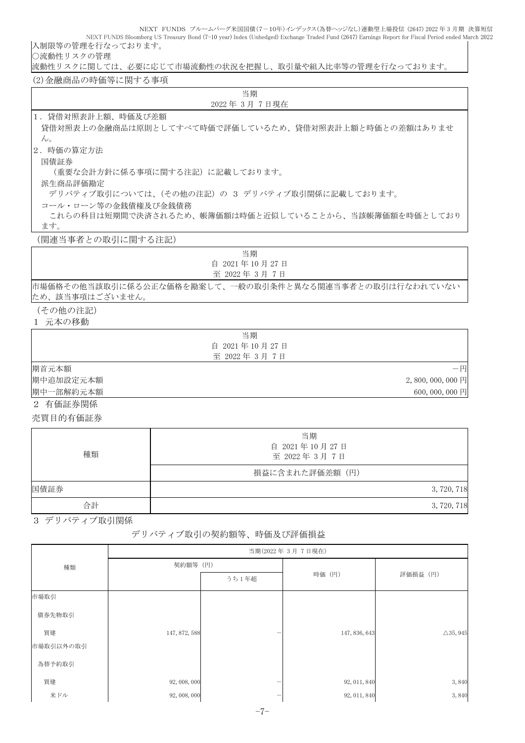入制限等の管理を行なっております。
○流動性リスクの管理
流動性リスクに関しては、必要に応じて市場流動性の状況を把握し、取引量や組入比率等の管理を行なっております。

(2)金融商品の時価等に関する事項

| 当期<br>2022 年 3 月 7 日現在 |
|---|
| 1．貸借対照表計上額、時価及び差額<br>貸借対照表上の金融商品は原則としてすべて時価で評価しているため、貸借対照表計上額と時価との差額はありません。<br>2．時価の算定方法<br>国債証券<br>（重要な会計方針に係る事項に関する注記）に記載しております。<br>派生商品評価勘定<br>デリバティブ取引については、（その他の注記）の 3 デリバティブ取引関係に記載しております。<br>コール・ローン等の金銭債権及び金銭債務<br>これらの科目は短期間で決済されるため、帳簿価額は時価と近似していることから、当該帳簿価額を時価としております。 |

（関連当事者との取引に関する注記）

| 当期<br>自 2021 年 10 月 27 日<br>至 2022 年 3 月 7 日 |
|---|
| 市場価格その他当該取引に係る公正な価格を勘案して、一般の取引条件と異なる関連当事者との取引は行なわれていないため、該当事項はございません。 |

（その他の注記）

1 元本の移動

| | 当期<br>自 2021 年 10 月 27 日<br>至 2022 年 3 月 7 日 |
|---|---|
| 期首元本額 | －円 |
| 期中追加設定元本額 | 2,800,000,000 円 |
| 期中一部解約元本額 | 600,000,000 円 |

2 有価証券関係

売買目的有価証券

| 種類 | 当期<br>自 2021 年 10 月 27 日<br>至 2022 年 3 月 7 日 |
|---|---|
| | 損益に含まれた評価差額（円） |
| 国債証券 | 3,720,718 |
| 合計 | 3,720,718 |

3 デリバティブ取引関係

デリバティブ取引の契約額等、時価及び評価損益

| 種類 | 当期(2022 年 3 月 7 日現在) | | | |
|---|---|---|---|---|
| | 契約額等（円） | | 時価（円） | 評価損益（円） |
| | | うち 1 年超 | | |
| 市場取引 | | | | |
| 債券先物取引 | | | | |
| 買建 | 147,872,588 | － | 147,836,643 | △35,945 |
| 市場取引以外の取引 | | | | |
| 為替予約取引 | | | | |
| 買建 | 92,008,000 | － | 92,011,840 | 3,840 |
| 米ドル | 92,008,000 | － | 92,011,840 | 3,840 |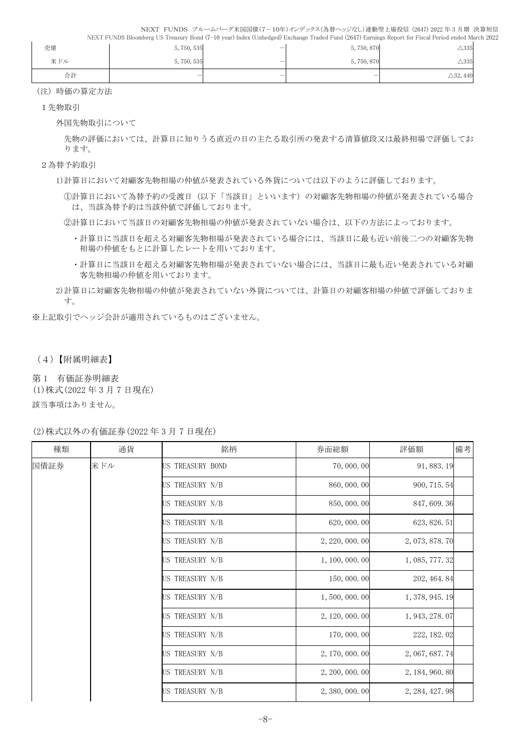| 売建 | 5,750,535 | － | 5,750,870 | △335 |
|---|---|---|---|---|
| 米ドル | 5,750,535 | － | 5,750,870 | △335 |
| 合計 | － | － | － | △32,440 |

（注）時価の算定方法

1 先物取引

外国先物取引について

先物の評価においては、計算日に知りうる直近の日の主たる取引所の発表する清算値段又は最終相場で評価しております。

2 為替予約取引

1)計算日において対顧客先物相場の仲値が発表されている外貨については以下のように評価しております。

①計算日において為替予約の受渡日（以下「当該日」といいます）の対顧客先物相場の仲値が発表されている場合は、当該為替予約は当該仲値で評価しております。

②計算日において当該日の対顧客先物相場の仲値が発表されていない場合は、以下の方法によっております。

・計算日に当該日を超える対顧客先物相場が発表されている場合には、当該日に最も近い前後二つの対顧客先物相場の仲値をもとに計算したレートを用いております。

・計算日に当該日を超える対顧客先物相場が発表されていない場合には、当該日に最も近い発表されている対顧客先物相場の仲値を用いております。

2)計算日に対顧客先物相場の仲値が発表されていない外貨については、計算日の対顧客相場の仲値で評価しております。

※上記取引でヘッジ会計が適用されているものはございません。

## （4）【附属明細表】

第1 有価証券明細表

(1)株式(2022 年 3 月 7 日現在)

該当事項はありません。

(2)株式以外の有価証券(2022 年 3 月 7 日現在)

| 種類 | 通貨 | 銘柄 | 券面総額 | 評価額 | 備考 |
|---|---|---|---|---|---|
| 国債証券 | 米ドル | US TREASURY BOND | 70,000.00 | 91,883.19 | |
| | | US TREASURY N/B | 860,000.00 | 900,715.54 | |
| | | US TREASURY N/B | 850,000.00 | 847,609.36 | |
| | | US TREASURY N/B | 620,000.00 | 623,826.51 | |
| | | US TREASURY N/B | 2,220,000.00 | 2,073,878.70 | |
| | | US TREASURY N/B | 1,100,000.00 | 1,085,777.32 | |
| | | US TREASURY N/B | 150,000.00 | 202,464.84 | |
| | | US TREASURY N/B | 1,500,000.00 | 1,378,945.19 | |
| | | US TREASURY N/B | 2,120,000.00 | 1,943,278.07 | |
| | | US TREASURY N/B | 170,000.00 | 222,182.02 | |
| | | US TREASURY N/B | 2,170,000.00 | 2,067,687.74 | |
| | | US TREASURY N/B | 2,200,000.00 | 2,184,960.80 | |
| | | US TREASURY N/B | 2,380,000.00 | 2,284,427.98 | |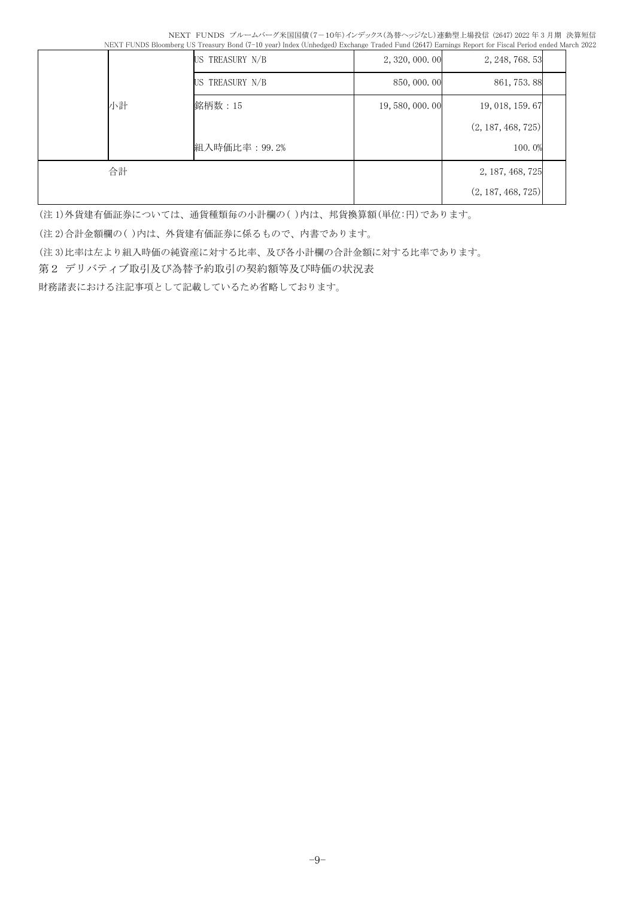| | | | | | |
|---|---|---|---|---|---|
| | | US TREASURY N/B | 2, 320, 000. 00 | 2, 248, 768. 53 | |
| | | US TREASURY N/B | 850, 000. 00 | 861, 753. 88 | |
| | 小計 | 銘柄数：15 | 19, 580, 000. 00 | 19, 018, 159. 67 | |
| | | | | (2, 187, 468, 725) | |
| | | 組入時価比率：99.2% | | 100. 0% | |
| 合計 | | | | 2, 187, 468, 725 | |
| | | | | (2, 187, 468, 725) | |

(注 1)外貨建有価証券については、通貨種類毎の小計欄の( )内は、邦貨換算額(単位:円)であります。

(注 2)合計金額欄の( )内は、外貨建有価証券に係るもので、内書であります。

(注 3)比率は左より組入時価の純資産に対する比率、及び各小計欄の合計金額に対する比率であります。

第２ デリバティブ取引及び為替予約取引の契約額等及び時価の状況表

財務諸表における注記事項として記載しているため省略しております。